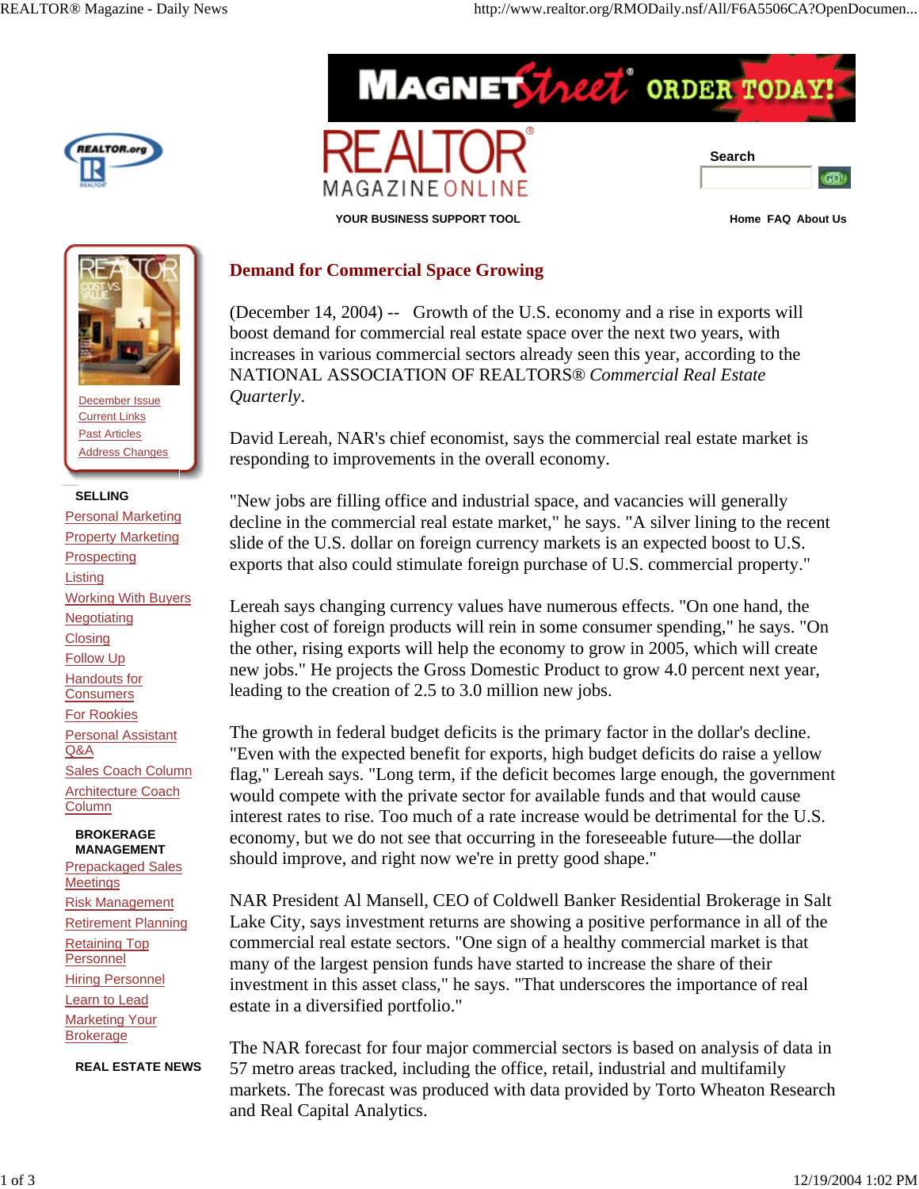REALTOR® MAGAZINE ONLINE

YOUR BUSINESS SUPPORT TOOL

Search

Home FAQ About Us

December Issue
Current Links
Past Articles
Address Changes

**SELLING**

- Personal Marketing
- Property Marketing
- Prospecting
- Listing
- Working With Buyers
- Negotiating
- Closing
- Follow Up
- Handouts for Consumers
- For Rookies
- Personal Assistant Q&A
- Sales Coach Column
- Architecture Coach Column

**BROKERAGE MANAGEMENT**

- Prepackaged Sales Meetings
- Risk Management
- Retirement Planning
- Retaining Top Personnel
- Hiring Personnel
- Learn to Lead
- Marketing Your Brokerage

**REAL ESTATE NEWS**

# Demand for Commercial Space Growing

(December 14, 2004) -- Growth of the U.S. economy and a rise in exports will boost demand for commercial real estate space over the next two years, with increases in various commercial sectors already seen this year, according to the NATIONAL ASSOCIATION OF REALTORS® *Commercial Real Estate Quarterly*.

David Lereah, NAR's chief economist, says the commercial real estate market is responding to improvements in the overall economy.

"New jobs are filling office and industrial space, and vacancies will generally decline in the commercial real estate market," he says. "A silver lining to the recent slide of the U.S. dollar on foreign currency markets is an expected boost to U.S. exports that also could stimulate foreign purchase of U.S. commercial property."

Lereah says changing currency values have numerous effects. "On one hand, the higher cost of foreign products will rein in some consumer spending," he says. "On the other, rising exports will help the economy to grow in 2005, which will create new jobs." He projects the Gross Domestic Product to grow 4.0 percent next year, leading to the creation of 2.5 to 3.0 million new jobs.

The growth in federal budget deficits is the primary factor in the dollar's decline. "Even with the expected benefit for exports, high budget deficits do raise a yellow flag," Lereah says. "Long term, if the deficit becomes large enough, the government would compete with the private sector for available funds and that would cause interest rates to rise. Too much of a rate increase would be detrimental for the U.S. economy, but we do not see that occurring in the foreseeable future—the dollar should improve, and right now we're in pretty good shape."

NAR President Al Mansell, CEO of Coldwell Banker Residential Brokerage in Salt Lake City, says investment returns are showing a positive performance in all of the commercial real estate sectors. "One sign of a healthy commercial market is that many of the largest pension funds have started to increase the share of their investment in this asset class," he says. "That underscores the importance of real estate in a diversified portfolio."

The NAR forecast for four major commercial sectors is based on analysis of data in 57 metro areas tracked, including the office, retail, industrial and multifamily markets. The forecast was produced with data provided by Torto Wheaton Research and Real Capital Analytics.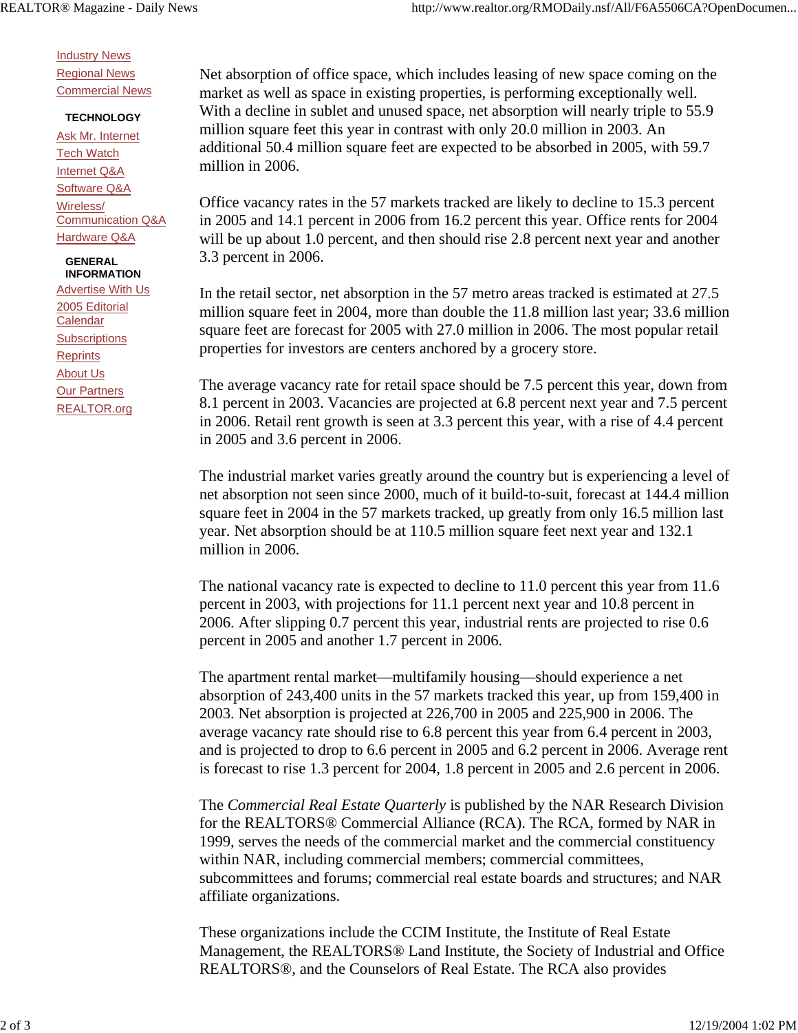- [Industry News]
- [Regional News]
- [Commercial News]

**TECHNOLOGY**

- [Ask Mr. Internet]
- [Tech Watch]
- [Internet Q&A]
- [Software Q&A]
- [Wireless/ Communication Q&A]
- [Hardware Q&A]

**GENERAL INFORMATION**

- [Advertise With Us]
- [2005 Editorial Calendar]
- [Subscriptions]
- [Reprints]
- [About Us]
- [Our Partners]
- [REALTOR.org]

Net absorption of office space, which includes leasing of new space coming on the market as well as space in existing properties, is performing exceptionally well. With a decline in sublet and unused space, net absorption will nearly triple to 55.9 million square feet this year in contrast with only 20.0 million in 2003. An additional 50.4 million square feet are expected to be absorbed in 2005, with 59.7 million in 2006.

Office vacancy rates in the 57 markets tracked are likely to decline to 15.3 percent in 2005 and 14.1 percent in 2006 from 16.2 percent this year. Office rents for 2004 will be up about 1.0 percent, and then should rise 2.8 percent next year and another 3.3 percent in 2006.

In the retail sector, net absorption in the 57 metro areas tracked is estimated at 27.5 million square feet in 2004, more than double the 11.8 million last year; 33.6 million square feet are forecast for 2005 with 27.0 million in 2006. The most popular retail properties for investors are centers anchored by a grocery store.

The average vacancy rate for retail space should be 7.5 percent this year, down from 8.1 percent in 2003. Vacancies are projected at 6.8 percent next year and 7.5 percent in 2006. Retail rent growth is seen at 3.3 percent this year, with a rise of 4.4 percent in 2005 and 3.6 percent in 2006.

The industrial market varies greatly around the country but is experiencing a level of net absorption not seen since 2000, much of it build-to-suit, forecast at 144.4 million square feet in 2004 in the 57 markets tracked, up greatly from only 16.5 million last year. Net absorption should be at 110.5 million square feet next year and 132.1 million in 2006.

The national vacancy rate is expected to decline to 11.0 percent this year from 11.6 percent in 2003, with projections for 11.1 percent next year and 10.8 percent in 2006. After slipping 0.7 percent this year, industrial rents are projected to rise 0.6 percent in 2005 and another 1.7 percent in 2006.

The apartment rental market—multifamily housing—should experience a net absorption of 243,400 units in the 57 markets tracked this year, up from 159,400 in 2003. Net absorption is projected at 226,700 in 2005 and 225,900 in 2006. The average vacancy rate should rise to 6.8 percent this year from 6.4 percent in 2003, and is projected to drop to 6.6 percent in 2005 and 6.2 percent in 2006. Average rent is forecast to rise 1.3 percent for 2004, 1.8 percent in 2005 and 2.6 percent in 2006.

The *Commercial Real Estate Quarterly* is published by the NAR Research Division for the REALTORS® Commercial Alliance (RCA). The RCA, formed by NAR in 1999, serves the needs of the commercial market and the commercial constituency within NAR, including commercial members; commercial committees, subcommittees and forums; commercial real estate boards and structures; and NAR affiliate organizations.

These organizations include the CCIM Institute, the Institute of Real Estate Management, the REALTORS® Land Institute, the Society of Industrial and Office REALTORS®, and the Counselors of Real Estate. The RCA also provides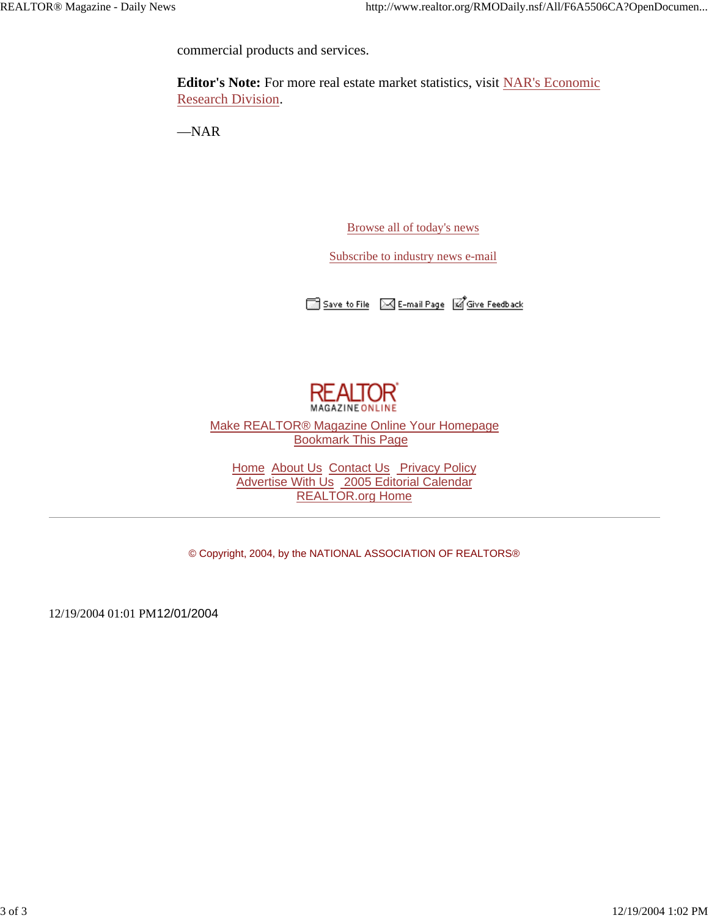commercial products and services.

**Editor's Note:** For more real estate market statistics, visit NAR's Economic Research Division.

—NAR

Browse all of today's news

Subscribe to industry news e-mail

Save to File E-mail Page Give Feedback

REALTOR MAGAZINE ONLINE

Make REALTOR® Magazine Online Your Homepage
Bookmark This Page

Home About Us Contact Us Privacy Policy
Advertise With Us 2005 Editorial Calendar
REALTOR.org Home

---

© Copyright, 2004, by the NATIONAL ASSOCIATION OF REALTORS®

12/19/2004 01:01 PM12/01/2004